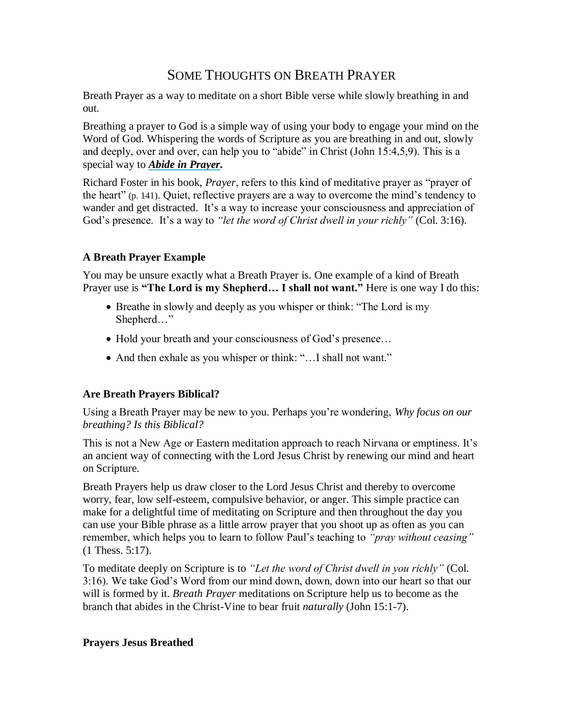# Some Thoughts on Breath Prayer

Breath Prayer as a way to meditate on a short Bible verse while slowly breathing in and out.

Breathing a prayer to God is a simple way of using your body to engage your mind on the Word of God. Whispering the words of Scripture as you are breathing in and out, slowly and deeply, over and over, can help you to "abide" in Christ (John 15:4,5,9). This is a special way to ***Abide in Prayer*.**

Richard Foster in his book, *Prayer*, refers to this kind of meditative prayer as "prayer of the heart" (p. 141). Quiet, reflective prayers are a way to overcome the mind's tendency to wander and get distracted. It's a way to increase your consciousness and appreciation of God's presence. It's a way to *"let the word of Christ dwell in your richly"* (Col. 3:16).

### A Breath Prayer Example

You may be unsure exactly what a Breath Prayer is. One example of a kind of Breath Prayer use is **"The Lord is my Shepherd… I shall not want."** Here is one way I do this:

- Breathe in slowly and deeply as you whisper or think: "The Lord is my Shepherd…"
- Hold your breath and your consciousness of God's presence…
- And then exhale as you whisper or think: "…I shall not want."

### Are Breath Prayers Biblical?

Using a Breath Prayer may be new to you. Perhaps you're wondering, *Why focus on our breathing? Is this Biblical?*

This is not a New Age or Eastern meditation approach to reach Nirvana or emptiness. It's an ancient way of connecting with the Lord Jesus Christ by renewing our mind and heart on Scripture.

Breath Prayers help us draw closer to the Lord Jesus Christ and thereby to overcome worry, fear, low self-esteem, compulsive behavior, or anger. This simple practice can make for a delightful time of meditating on Scripture and then throughout the day you can use your Bible phrase as a little arrow prayer that you shoot up as often as you can remember, which helps you to learn to follow Paul's teaching to *"pray without ceasing"* (1 Thess. 5:17).

To meditate deeply on Scripture is to *"Let the word of Christ dwell in you richly"* (Col. 3:16). We take God's Word from our mind down, down, down into our heart so that our will is formed by it. *Breath Prayer* meditations on Scripture help us to become as the branch that abides in the Christ-Vine to bear fruit *naturally* (John 15:1-7).

### Prayers Jesus Breathed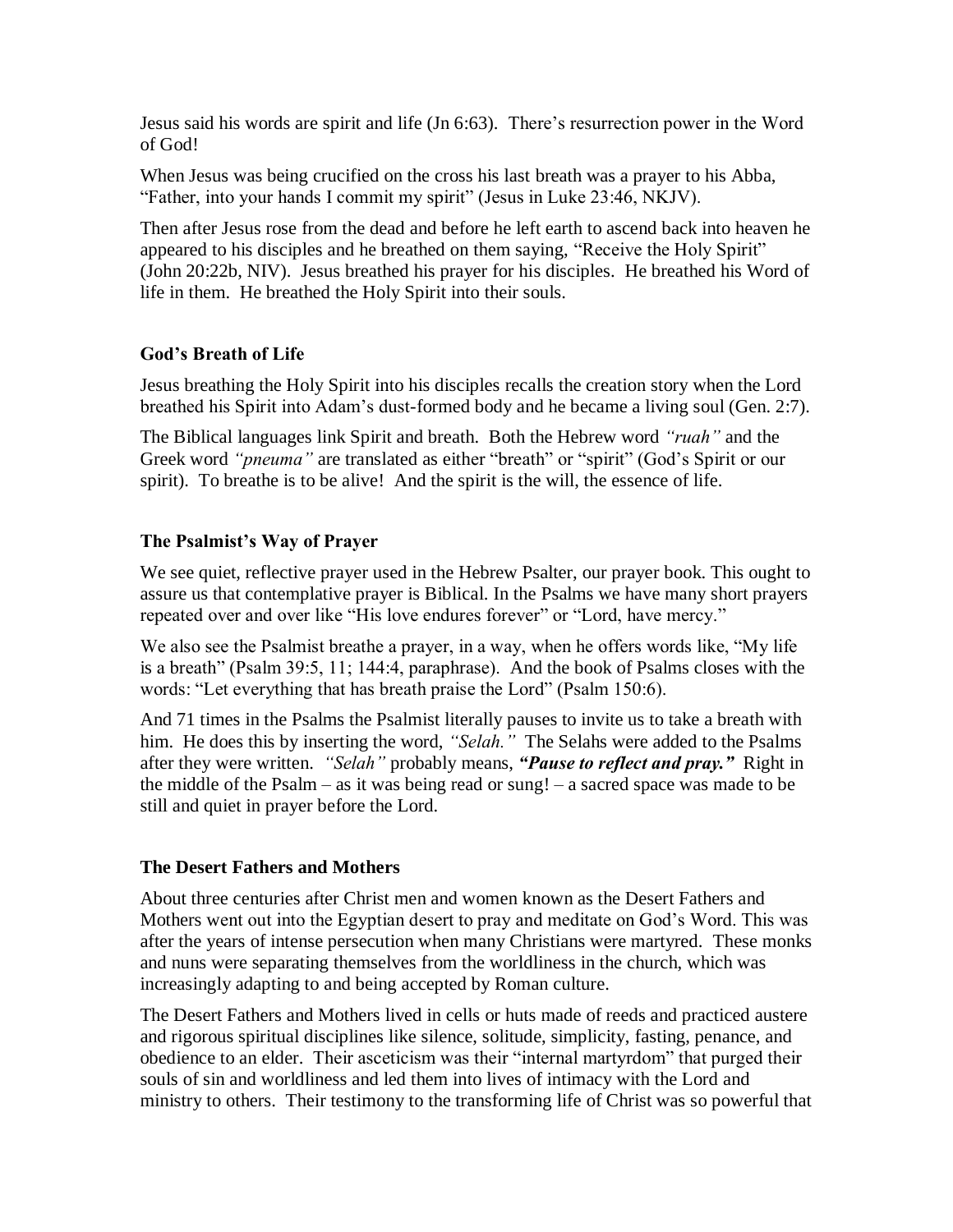Jesus said his words are spirit and life (Jn 6:63). There's resurrection power in the Word of God!

When Jesus was being crucified on the cross his last breath was a prayer to his Abba, "Father, into your hands I commit my spirit" (Jesus in Luke 23:46, NKJV).

Then after Jesus rose from the dead and before he left earth to ascend back into heaven he appeared to his disciples and he breathed on them saying, "Receive the Holy Spirit" (John 20:22b, NIV). Jesus breathed his prayer for his disciples. He breathed his Word of life in them. He breathed the Holy Spirit into their souls.

### God's Breath of Life

Jesus breathing the Holy Spirit into his disciples recalls the creation story when the Lord breathed his Spirit into Adam's dust-formed body and he became a living soul (Gen. 2:7).

The Biblical languages link Spirit and breath. Both the Hebrew word *"ruah"* and the Greek word *"pneuma"* are translated as either "breath" or "spirit" (God's Spirit or our spirit). To breathe is to be alive! And the spirit is the will, the essence of life.

### The Psalmist's Way of Prayer

We see quiet, reflective prayer used in the Hebrew Psalter, our prayer book. This ought to assure us that contemplative prayer is Biblical. In the Psalms we have many short prayers repeated over and over like "His love endures forever" or "Lord, have mercy."

We also see the Psalmist breathe a prayer, in a way, when he offers words like, "My life is a breath" (Psalm 39:5, 11; 144:4, paraphrase). And the book of Psalms closes with the words: "Let everything that has breath praise the Lord" (Psalm 150:6).

And 71 times in the Psalms the Psalmist literally pauses to invite us to take a breath with him. He does this by inserting the word, *"Selah."* The Selahs were added to the Psalms after they were written. *"Selah"* probably means, ***"Pause to reflect and pray."*** Right in the middle of the Psalm – as it was being read or sung! – a sacred space was made to be still and quiet in prayer before the Lord.

### The Desert Fathers and Mothers

About three centuries after Christ men and women known as the Desert Fathers and Mothers went out into the Egyptian desert to pray and meditate on God's Word. This was after the years of intense persecution when many Christians were martyred. These monks and nuns were separating themselves from the worldliness in the church, which was increasingly adapting to and being accepted by Roman culture.

The Desert Fathers and Mothers lived in cells or huts made of reeds and practiced austere and rigorous spiritual disciplines like silence, solitude, simplicity, fasting, penance, and obedience to an elder. Their asceticism was their "internal martyrdom" that purged their souls of sin and worldliness and led them into lives of intimacy with the Lord and ministry to others. Their testimony to the transforming life of Christ was so powerful that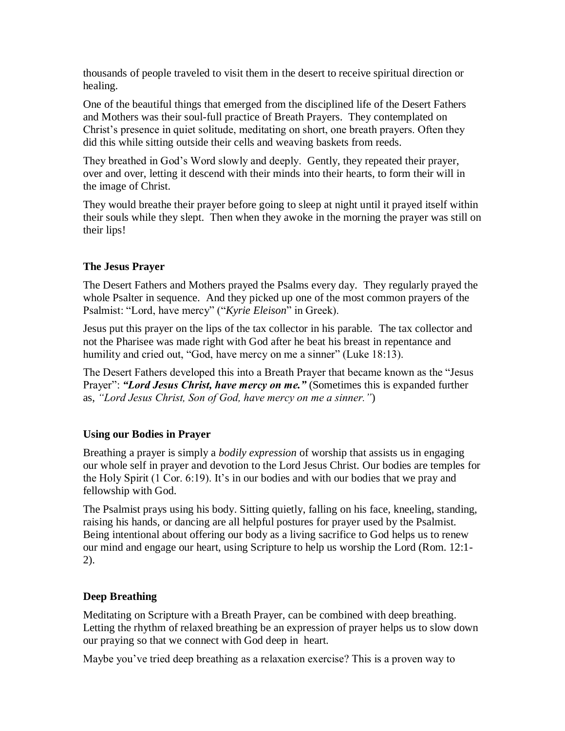thousands of people traveled to visit them in the desert to receive spiritual direction or healing.

One of the beautiful things that emerged from the disciplined life of the Desert Fathers and Mothers was their soul-full practice of Breath Prayers. They contemplated on Christ's presence in quiet solitude, meditating on short, one breath prayers. Often they did this while sitting outside their cells and weaving baskets from reeds.

They breathed in God's Word slowly and deeply. Gently, they repeated their prayer, over and over, letting it descend with their minds into their hearts, to form their will in the image of Christ.

They would breathe their prayer before going to sleep at night until it prayed itself within their souls while they slept. Then when they awoke in the morning the prayer was still on their lips!

### The Jesus Prayer

The Desert Fathers and Mothers prayed the Psalms every day. They regularly prayed the whole Psalter in sequence. And they picked up one of the most common prayers of the Psalmist: "Lord, have mercy" ("*Kyrie Eleison*" in Greek).

Jesus put this prayer on the lips of the tax collector in his parable. The tax collector and not the Pharisee was made right with God after he beat his breast in repentance and humility and cried out, "God, have mercy on me a sinner" (Luke 18:13).

The Desert Fathers developed this into a Breath Prayer that became known as the "Jesus Prayer": ***"Lord Jesus Christ, have mercy on me."*** (Sometimes this is expanded further as, *"Lord Jesus Christ, Son of God, have mercy on me a sinner."*)

### Using our Bodies in Prayer

Breathing a prayer is simply a *bodily expression* of worship that assists us in engaging our whole self in prayer and devotion to the Lord Jesus Christ. Our bodies are temples for the Holy Spirit (1 Cor. 6:19). It's in our bodies and with our bodies that we pray and fellowship with God.

The Psalmist prays using his body. Sitting quietly, falling on his face, kneeling, standing, raising his hands, or dancing are all helpful postures for prayer used by the Psalmist. Being intentional about offering our body as a living sacrifice to God helps us to renew our mind and engage our heart, using Scripture to help us worship the Lord (Rom. 12:1-2).

### Deep Breathing

Meditating on Scripture with a Breath Prayer, can be combined with deep breathing. Letting the rhythm of relaxed breathing be an expression of prayer helps us to slow down our praying so that we connect with God deep in heart.

Maybe you've tried deep breathing as a relaxation exercise? This is a proven way to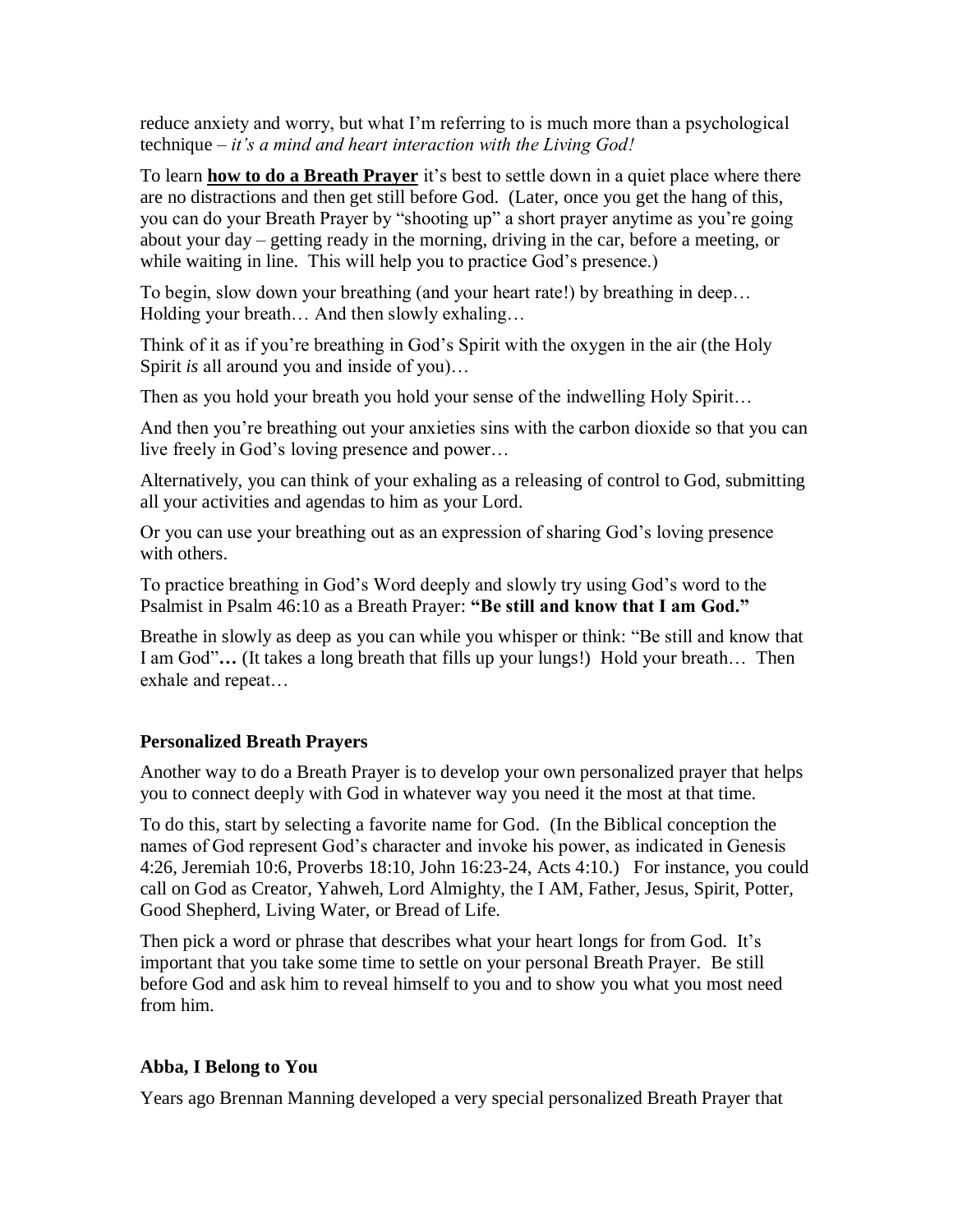reduce anxiety and worry, but what I'm referring to is much more than a psychological technique – *it's a mind and heart interaction with the Living God!*

To learn **how to do a Breath Prayer** it's best to settle down in a quiet place where there are no distractions and then get still before God. (Later, once you get the hang of this, you can do your Breath Prayer by "shooting up" a short prayer anytime as you're going about your day – getting ready in the morning, driving in the car, before a meeting, or while waiting in line. This will help you to practice God's presence.)

To begin, slow down your breathing (and your heart rate!) by breathing in deep… Holding your breath… And then slowly exhaling…

Think of it as if you're breathing in God's Spirit with the oxygen in the air (the Holy Spirit *is* all around you and inside of you)…

Then as you hold your breath you hold your sense of the indwelling Holy Spirit…

And then you're breathing out your anxieties sins with the carbon dioxide so that you can live freely in God's loving presence and power…

Alternatively, you can think of your exhaling as a releasing of control to God, submitting all your activities and agendas to him as your Lord.

Or you can use your breathing out as an expression of sharing God's loving presence with others.

To practice breathing in God's Word deeply and slowly try using God's word to the Psalmist in Psalm 46:10 as a Breath Prayer: **"Be still and know that I am God."**

Breathe in slowly as deep as you can while you whisper or think: "Be still and know that I am God"**…** (It takes a long breath that fills up your lungs!) Hold your breath… Then exhale and repeat…

### Personalized Breath Prayers

Another way to do a Breath Prayer is to develop your own personalized prayer that helps you to connect deeply with God in whatever way you need it the most at that time.

To do this, start by selecting a favorite name for God. (In the Biblical conception the names of God represent God's character and invoke his power, as indicated in Genesis 4:26, Jeremiah 10:6, Proverbs 18:10, John 16:23-24, Acts 4:10.) For instance, you could call on God as Creator, Yahweh, Lord Almighty, the I AM, Father, Jesus, Spirit, Potter, Good Shepherd, Living Water, or Bread of Life.

Then pick a word or phrase that describes what your heart longs for from God. It's important that you take some time to settle on your personal Breath Prayer. Be still before God and ask him to reveal himself to you and to show you what you most need from him.

### Abba, I Belong to You

Years ago Brennan Manning developed a very special personalized Breath Prayer that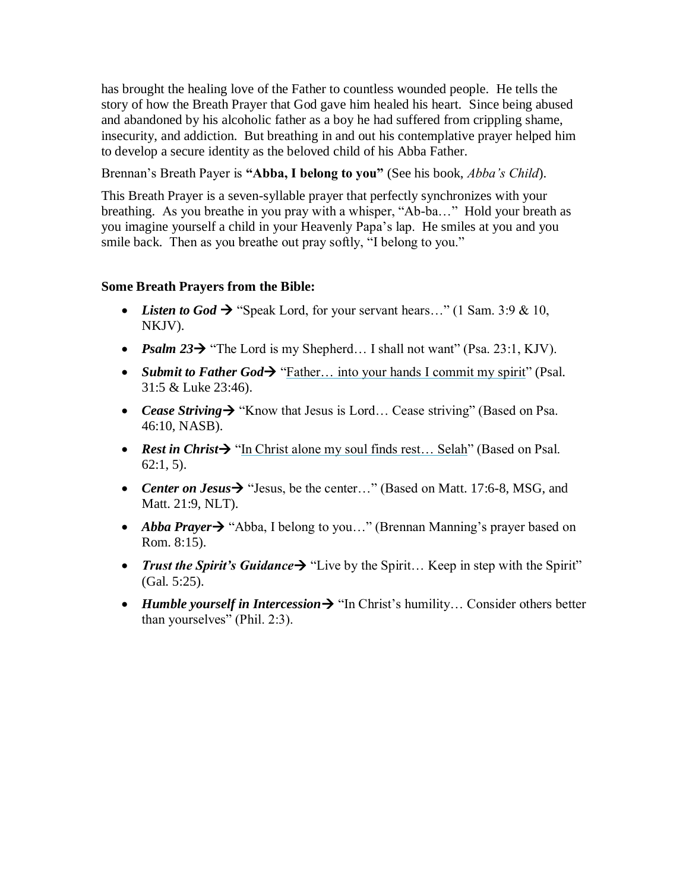has brought the healing love of the Father to countless wounded people. He tells the story of how the Breath Prayer that God gave him healed his heart. Since being abused and abandoned by his alcoholic father as a boy he had suffered from crippling shame, insecurity, and addiction. But breathing in and out his contemplative prayer helped him to develop a secure identity as the beloved child of his Abba Father.

Brennan's Breath Payer is **"Abba, I belong to you"** (See his book, *Abba's Child*).

This Breath Prayer is a seven-syllable prayer that perfectly synchronizes with your breathing. As you breathe in you pray with a whisper, "Ab-ba…" Hold your breath as you imagine yourself a child in your Heavenly Papa's lap. He smiles at you and you smile back. Then as you breathe out pray softly, "I belong to you."

**Some Breath Prayers from the Bible:**

- ***Listen to God*** → "Speak Lord, for your servant hears…" (1 Sam. 3:9 & 10, NKJV).
- ***Psalm 23***→ "The Lord is my Shepherd… I shall not want" (Psa. 23:1, KJV).
- ***Submit to Father God***→ "<u>Father… into your hands I commit my spirit</u>" (Psal. 31:5 & Luke 23:46).
- ***Cease Striving***→ "Know that Jesus is Lord… Cease striving" (Based on Psa. 46:10, NASB).
- ***Rest in Christ***→ "<u>In Christ alone my soul finds rest… Selah</u>" (Based on Psal. 62:1, 5).
- ***Center on Jesus***→ "Jesus, be the center…" (Based on Matt. 17:6-8, MSG, and Matt. 21:9, NLT).
- ***Abba Prayer***→ "Abba, I belong to you…" (Brennan Manning's prayer based on Rom. 8:15).
- ***Trust the Spirit's Guidance***→ "Live by the Spirit… Keep in step with the Spirit" (Gal. 5:25).
- ***Humble yourself in Intercession***→ "In Christ's humility… Consider others better than yourselves" (Phil. 2:3).